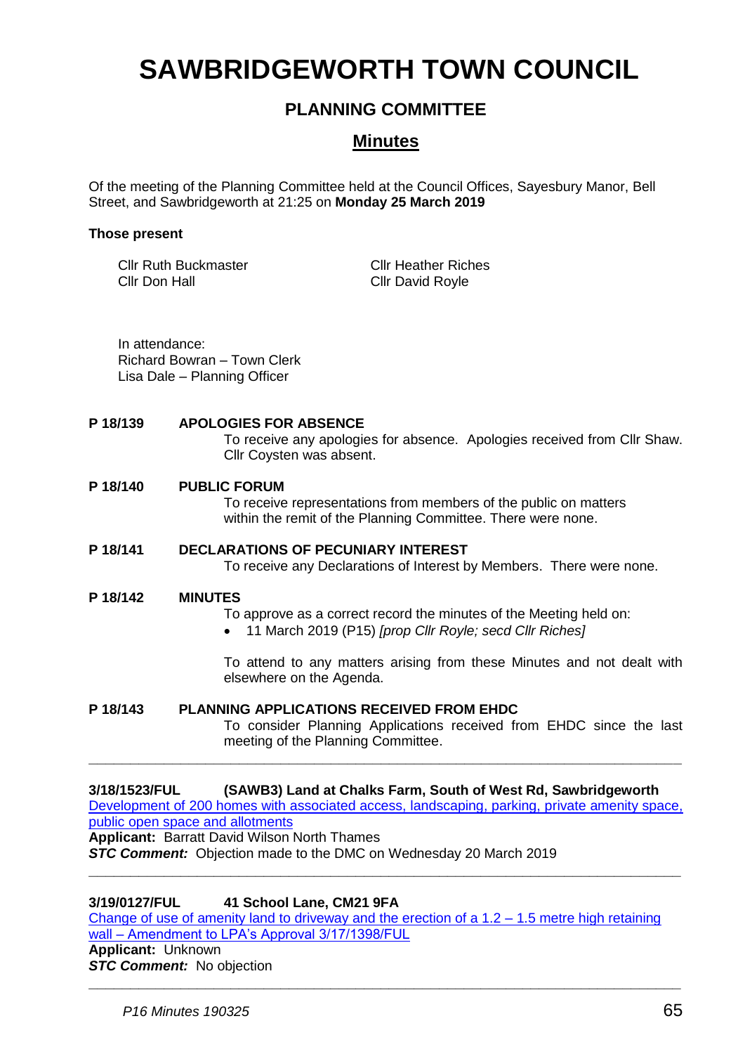# SAWBRIDGEWORTH TOWN COUNCIL

## PLANNING COMMITTEE

## Minutes

Of the meeting of the Planning Committee held at the Council Offices, Sayesbury Manor, Bell Street, and Sawbridgeworth at 21:25 on **Monday 25 March 2019**

**Those present**

Cllr Ruth Buckmaster
Cllr Don Hall
Cllr Heather Riches
Cllr David Royle

In attendance:
Richard Bowran – Town Clerk
Lisa Dale – Planning Officer

**P 18/139 APOLOGIES FOR ABSENCE**

To receive any apologies for absence. Apologies received from Cllr Shaw. Cllr Coysten was absent.

**P 18/140 PUBLIC FORUM**

To receive representations from members of the public on matters within the remit of the Planning Committee. There were none.

**P 18/141 DECLARATIONS OF PECUNIARY INTEREST**

To receive any Declarations of Interest by Members. There were none.

**P 18/142 MINUTES**

To approve as a correct record the minutes of the Meeting held on:

- 11 March 2019 (P15) *[prop Cllr Royle; secd Cllr Riches]*

To attend to any matters arising from these Minutes and not dealt with elsewhere on the Agenda.

**P 18/143 PLANNING APPLICATIONS RECEIVED FROM EHDC**

To consider Planning Applications received from EHDC since the last meeting of the Planning Committee.

---

**3/18/1523/FUL (SAWB3) Land at Chalks Farm, South of West Rd, Sawbridgeworth**

Development of 200 homes with associated access, landscaping, parking, private amenity space, public open space and allotments

**Applicant:** Barratt David Wilson North Thames

***STC Comment:*** Objection made to the DMC on Wednesday 20 March 2019

---

**3/19/0127/FUL 41 School Lane, CM21 9FA**

Change of use of amenity land to driveway and the erection of a 1.2 – 1.5 metre high retaining wall – Amendment to LPA's Approval 3/17/1398/FUL

**Applicant:** Unknown

***STC Comment:*** No objection

---

*P16 Minutes 190325*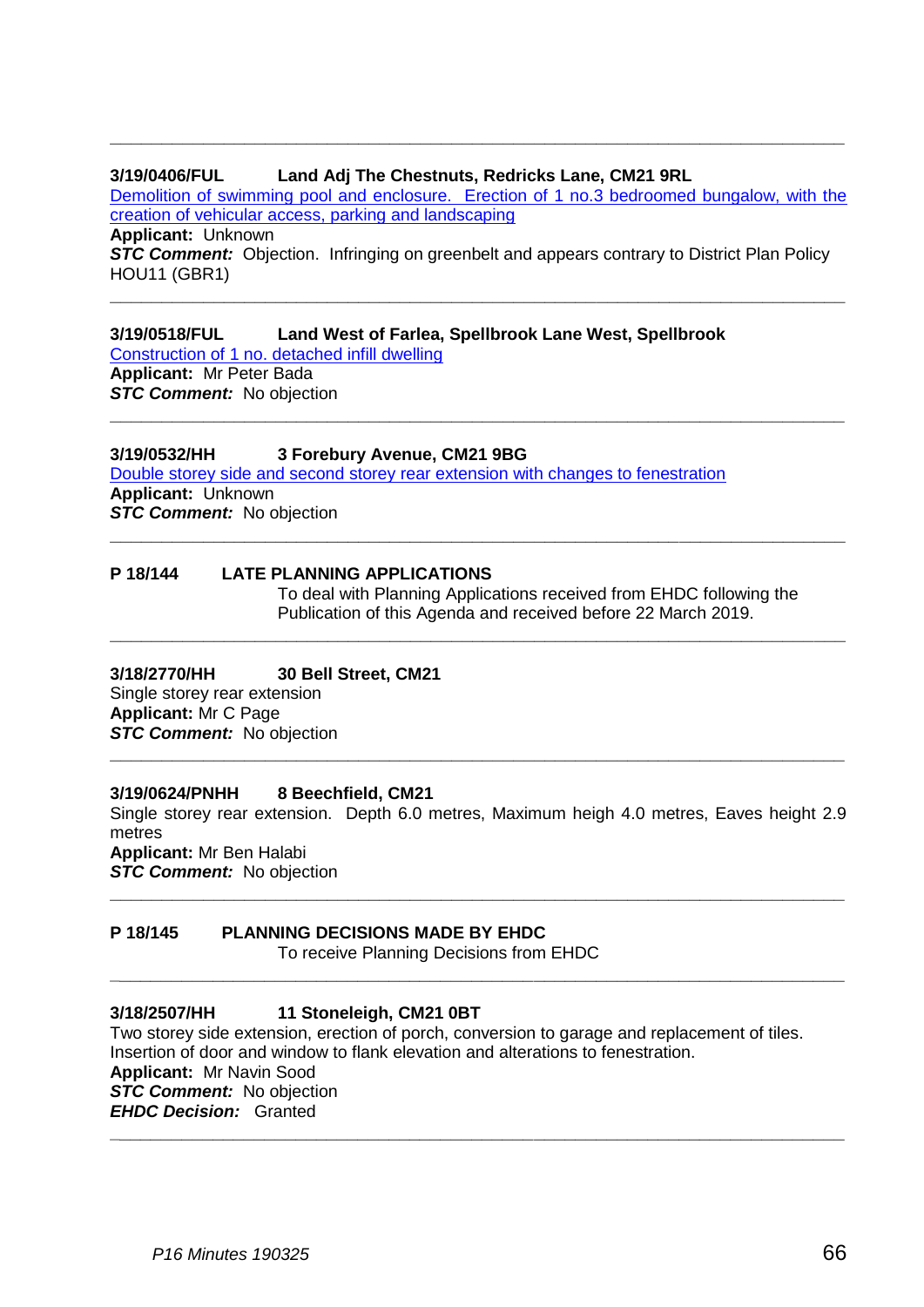---

**3/19/0406/FUL Land Adj The Chestnuts, Redricks Lane, CM21 9RL**

Demolition of swimming pool and enclosure. Erection of 1 no.3 bedroomed bungalow, with the creation of vehicular access, parking and landscaping

**Applicant:** Unknown

***STC Comment:*** Objection. Infringing on greenbelt and appears contrary to District Plan Policy HOU11 (GBR1)

---

**3/19/0518/FUL Land West of Farlea, Spellbrook Lane West, Spellbrook**

Construction of 1 no. detached infill dwelling

**Applicant:** Mr Peter Bada

***STC Comment:*** No objection

---

**3/19/0532/HH 3 Forebury Avenue, CM21 9BG**

Double storey side and second storey rear extension with changes to fenestration

**Applicant:** Unknown

***STC Comment:*** No objection

---

**P 18/144 LATE PLANNING APPLICATIONS**

To deal with Planning Applications received from EHDC following the Publication of this Agenda and received before 22 March 2019.

---

**3/18/2770/HH 30 Bell Street, CM21**

Single storey rear extension

**Applicant:** Mr C Page

***STC Comment:*** No objection

---

**3/19/0624/PNHH 8 Beechfield, CM21**

Single storey rear extension. Depth 6.0 metres, Maximum heigh 4.0 metres, Eaves height 2.9 metres

**Applicant:** Mr Ben Halabi

***STC Comment:*** No objection

---

**P 18/145 PLANNING DECISIONS MADE BY EHDC**

To receive Planning Decisions from EHDC

---

**3/18/2507/HH 11 Stoneleigh, CM21 0BT**

Two storey side extension, erection of porch, conversion to garage and replacement of tiles. Insertion of door and window to flank elevation and alterations to fenestration.

**Applicant:** Mr Navin Sood

***STC Comment:*** No objection

***EHDC Decision:*** Granted

---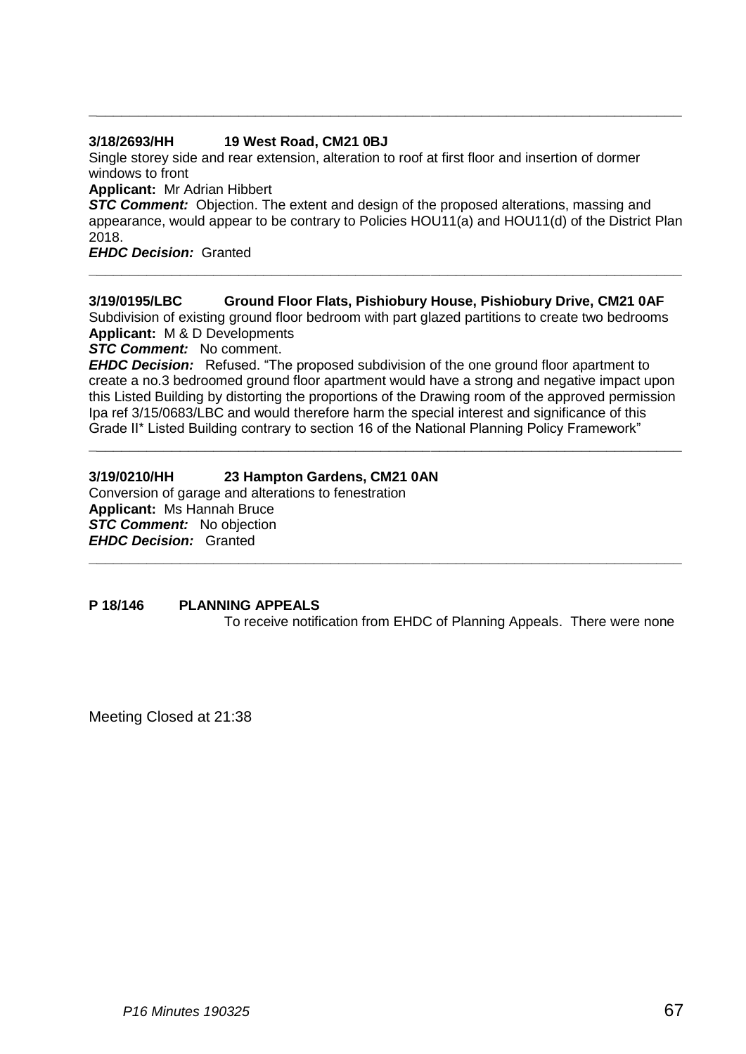---

**3/18/2693/HH 19 West Road, CM21 0BJ**

Single storey side and rear extension, alteration to roof at first floor and insertion of dormer windows to front

**Applicant:** Mr Adrian Hibbert

***STC Comment:*** Objection. The extent and design of the proposed alterations, massing and appearance, would appear to be contrary to Policies HOU11(a) and HOU11(d) of the District Plan 2018.

***EHDC Decision:*** Granted

---

**3/19/0195/LBC Ground Floor Flats, Pishiobury House, Pishiobury Drive, CM21 0AF**

Subdivision of existing ground floor bedroom with part glazed partitions to create two bedrooms

**Applicant:** M & D Developments

***STC Comment:*** No comment.

***EHDC Decision:*** Refused. "The proposed subdivision of the one ground floor apartment to create a no.3 bedroomed ground floor apartment would have a strong and negative impact upon this Listed Building by distorting the proportions of the Drawing room of the approved permission Ipa ref 3/15/0683/LBC and would therefore harm the special interest and significance of this Grade II* Listed Building contrary to section 16 of the National Planning Policy Framework"

---

**3/19/0210/HH 23 Hampton Gardens, CM21 0AN**

Conversion of garage and alterations to fenestration

**Applicant:** Ms Hannah Bruce

***STC Comment:*** No objection

***EHDC Decision:*** Granted

---

**P 18/146 PLANNING APPEALS**

To receive notification from EHDC of Planning Appeals. There were none

Meeting Closed at 21:38